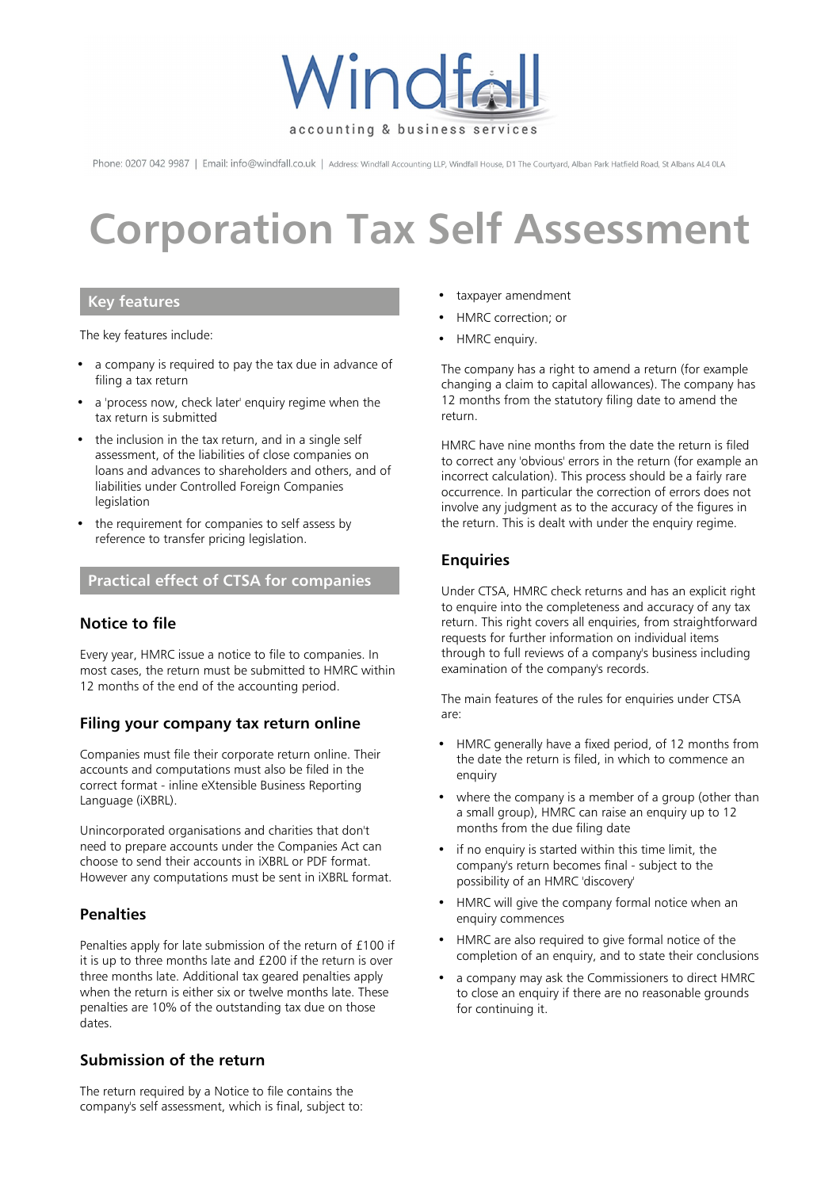Windfall

accounting & business services

Phone: 0207 042 9987 | Email: info@windfall.co.uk | Address: Windfall Accounting LLP, Windfall House, D1 The Courtyard, Alban Park Hatfield Road, St Albans AL4 0LA

# Corporation Tax Self Assessment

## Key features

The key features include:

- a company is required to pay the tax due in advance of filing a tax return
- a 'process now, check later' enquiry regime when the tax return is submitted
- the inclusion in the tax return, and in a single self assessment, of the liabilities of close companies on loans and advances to shareholders and others, and of liabilities under Controlled Foreign Companies legislation
- the requirement for companies to self assess by reference to transfer pricing legislation.

## Practical effect of CTSA for companies

### Notice to file

Every year, HMRC issue a notice to file to companies. In most cases, the return must be submitted to HMRC within 12 months of the end of the accounting period.

### Filing your company tax return online

Companies must file their corporate return online. Their accounts and computations must also be filed in the correct format - inline eXtensible Business Reporting Language (iXBRL).

Unincorporated organisations and charities that don't need to prepare accounts under the Companies Act can choose to send their accounts in iXBRL or PDF format. However any computations must be sent in iXBRL format.

### Penalties

Penalties apply for late submission of the return of £100 if it is up to three months late and £200 if the return is over three months late. Additional tax geared penalties apply when the return is either six or twelve months late. These penalties are 10% of the outstanding tax due on those dates.

### Submission of the return

The return required by a Notice to file contains the company's self assessment, which is final, subject to:

- taxpayer amendment
- HMRC correction; or
- HMRC enquiry.

The company has a right to amend a return (for example changing a claim to capital allowances). The company has 12 months from the statutory filing date to amend the return.

HMRC have nine months from the date the return is filed to correct any 'obvious' errors in the return (for example an incorrect calculation). This process should be a fairly rare occurrence. In particular the correction of errors does not involve any judgment as to the accuracy of the figures in the return. This is dealt with under the enquiry regime.

### Enquiries

Under CTSA, HMRC check returns and has an explicit right to enquire into the completeness and accuracy of any tax return. This right covers all enquiries, from straightforward requests for further information on individual items through to full reviews of a company's business including examination of the company's records.

The main features of the rules for enquiries under CTSA are:

- HMRC generally have a fixed period, of 12 months from the date the return is filed, in which to commence an enquiry
- where the company is a member of a group (other than a small group), HMRC can raise an enquiry up to 12 months from the due filing date
- if no enquiry is started within this time limit, the company's return becomes final - subject to the possibility of an HMRC 'discovery'
- HMRC will give the company formal notice when an enquiry commences
- HMRC are also required to give formal notice of the completion of an enquiry, and to state their conclusions
- a company may ask the Commissioners to direct HMRC to close an enquiry if there are no reasonable grounds for continuing it.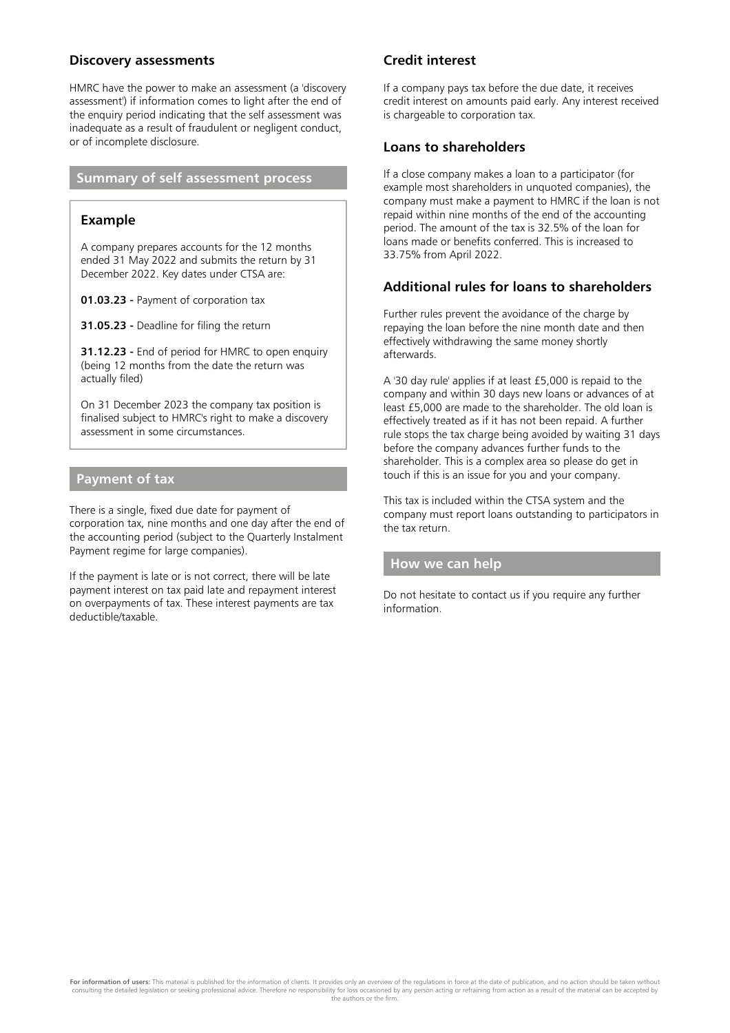### Discovery assessments

HMRC have the power to make an assessment (a 'discovery assessment') if information comes to light after the end of the enquiry period indicating that the self assessment was inadequate as a result of fraudulent or negligent conduct, or of incomplete disclosure.

## Summary of self assessment process

### Example

A company prepares accounts for the 12 months ended 31 May 2022 and submits the return by 31 December 2022. Key dates under CTSA are:

**01.03.23 -** Payment of corporation tax

**31.05.23 -** Deadline for filing the return

**31.12.23 -** End of period for HMRC to open enquiry (being 12 months from the date the return was actually filed)

On 31 December 2023 the company tax position is finalised subject to HMRC's right to make a discovery assessment in some circumstances.

## Payment of tax

There is a single, fixed due date for payment of corporation tax, nine months and one day after the end of the accounting period (subject to the Quarterly Instalment Payment regime for large companies).

If the payment is late or is not correct, there will be late payment interest on tax paid late and repayment interest on overpayments of tax. These interest payments are tax deductible/taxable.

### Credit interest

If a company pays tax before the due date, it receives credit interest on amounts paid early. Any interest received is chargeable to corporation tax.

### Loans to shareholders

If a close company makes a loan to a participator (for example most shareholders in unquoted companies), the company must make a payment to HMRC if the loan is not repaid within nine months of the end of the accounting period. The amount of the tax is 32.5% of the loan for loans made or benefits conferred. This is increased to 33.75% from April 2022.

### Additional rules for loans to shareholders

Further rules prevent the avoidance of the charge by repaying the loan before the nine month date and then effectively withdrawing the same money shortly afterwards.

A '30 day rule' applies if at least £5,000 is repaid to the company and within 30 days new loans or advances of at least £5,000 are made to the shareholder. The old loan is effectively treated as if it has not been repaid. A further rule stops the tax charge being avoided by waiting 31 days before the company advances further funds to the shareholder. This is a complex area so please do get in touch if this is an issue for you and your company.

This tax is included within the CTSA system and the company must report loans outstanding to participators in the tax return.

## How we can help

Do not hesitate to contact us if you require any further information.

**For information of users:** This material is published for the information of clients. It provides only an overview of the regulations in force at the date of publication, and no action should be taken without consulting the detailed legislation or seeking professional advice. Therefore no responsibility for loss occasioned by any person acting or refraining from action as a result of the material can be accepted by the authors or the firm.